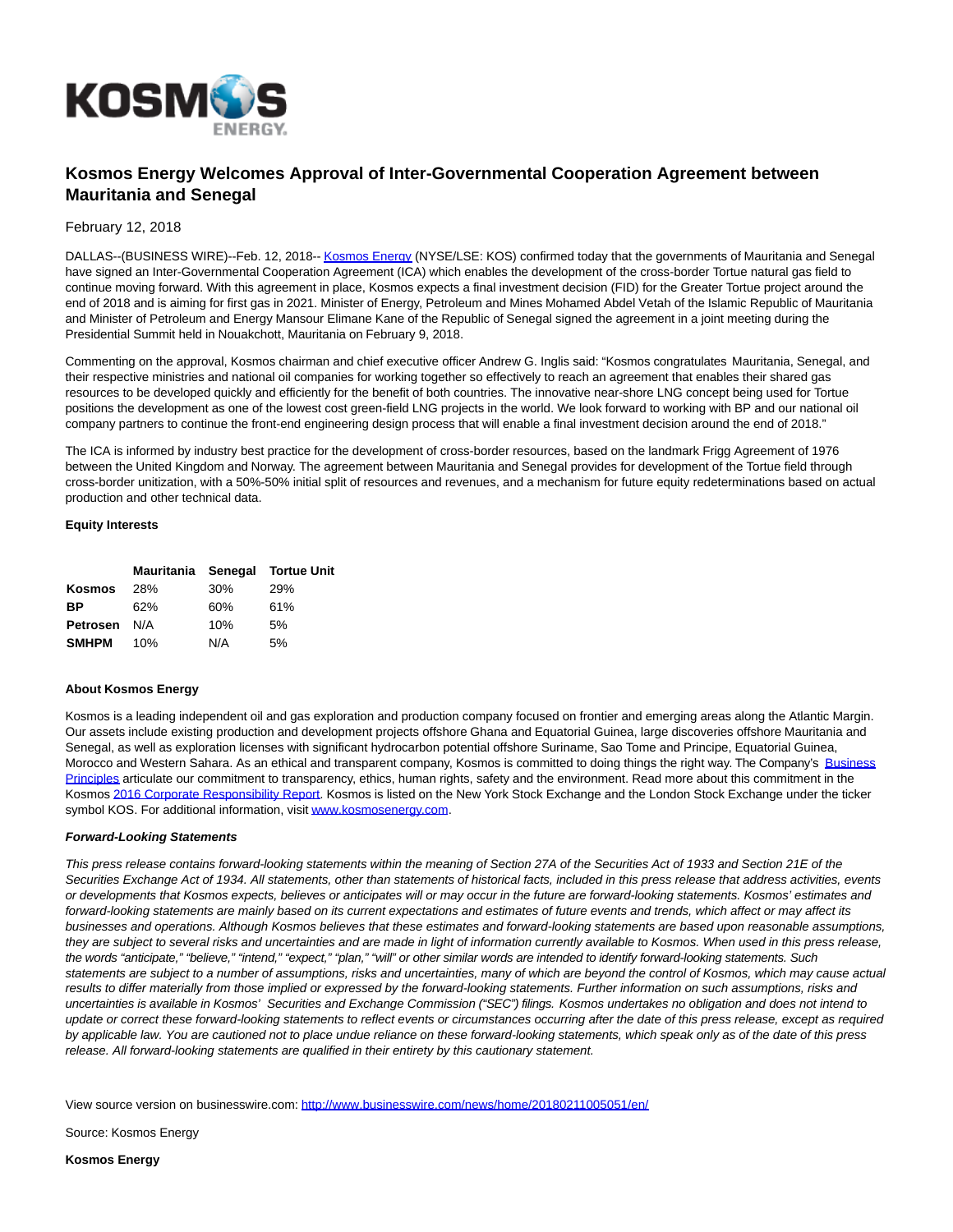# Kosmos Energy Welcomes Approval of Inter-Governmental Cooperation Agreement between Mauritania and Senegal

February 12, 2018

DALLAS--(BUSINESS WIRE)--Feb. 12, 2018-- Kosmos Energy (NYSE/LSE: KOS) confirmed today that the governments of Mauritania and Senegal have signed an Inter-Governmental Cooperation Agreement (ICA) which enables the development of the cross-border Tortue natural gas field to continue moving forward. With this agreement in place, Kosmos expects a final investment decision (FID) for the Greater Tortue project around the end of 2018 and is aiming for first gas in 2021. Minister of Energy, Petroleum and Mines Mohamed Abdel Vetah of the Islamic Republic of Mauritania and Minister of Petroleum and Energy Mansour Elimane Kane of the Republic of Senegal signed the agreement in a joint meeting during the Presidential Summit held in Nouakchott, Mauritania on February 9, 2018.

Commenting on the approval, Kosmos chairman and chief executive officer Andrew G. Inglis said: "Kosmos congratulates Mauritania, Senegal, and their respective ministries and national oil companies for working together so effectively to reach an agreement that enables their shared gas resources to be developed quickly and efficiently for the benefit of both countries. The innovative near-shore LNG concept being used for Tortue positions the development as one of the lowest cost green-field LNG projects in the world. We look forward to working with BP and our national oil company partners to continue the front-end engineering design process that will enable a final investment decision around the end of 2018."

The ICA is informed by industry best practice for the development of cross-border resources, based on the landmark Frigg Agreement of 1976 between the United Kingdom and Norway. The agreement between Mauritania and Senegal provides for development of the Tortue field through cross-border unitization, with a 50%-50% initial split of resources and revenues, and a mechanism for future equity redeterminations based on actual production and other technical data.

**Equity Interests**

| | Mauritania | Senegal | Tortue Unit |
|---|---|---|---|
| **Kosmos** | 28% | 30% | 29% |
| **BP** | 62% | 60% | 61% |
| **Petrosen** | N/A | 10% | 5% |
| **SMHPM** | 10% | N/A | 5% |

**About Kosmos Energy**

Kosmos is a leading independent oil and gas exploration and production company focused on frontier and emerging areas along the Atlantic Margin. Our assets include existing production and development projects offshore Ghana and Equatorial Guinea, large discoveries offshore Mauritania and Senegal, as well as exploration licenses with significant hydrocarbon potential offshore Suriname, Sao Tome and Principe, Equatorial Guinea, Morocco and Western Sahara. As an ethical and transparent company, Kosmos is committed to doing things the right way. The Company's Business Principles articulate our commitment to transparency, ethics, human rights, safety and the environment. Read more about this commitment in the Kosmos 2016 Corporate Responsibility Report. Kosmos is listed on the New York Stock Exchange and the London Stock Exchange under the ticker symbol KOS. For additional information, visit www.kosmosenergy.com.

***Forward-Looking Statements***

*This press release contains forward-looking statements within the meaning of Section 27A of the Securities Act of 1933 and Section 21E of the Securities Exchange Act of 1934. All statements, other than statements of historical facts, included in this press release that address activities, events or developments that Kosmos expects, believes or anticipates will or may occur in the future are forward-looking statements. Kosmos' estimates and forward-looking statements are mainly based on its current expectations and estimates of future events and trends, which affect or may affect its businesses and operations. Although Kosmos believes that these estimates and forward-looking statements are based upon reasonable assumptions, they are subject to several risks and uncertainties and are made in light of information currently available to Kosmos. When used in this press release, the words "anticipate," "believe," "intend," "expect," "plan," "will" or other similar words are intended to identify forward-looking statements. Such statements are subject to a number of assumptions, risks and uncertainties, many of which are beyond the control of Kosmos, which may cause actual results to differ materially from those implied or expressed by the forward-looking statements. Further information on such assumptions, risks and uncertainties is available in Kosmos' Securities and Exchange Commission ("SEC") filings. Kosmos undertakes no obligation and does not intend to update or correct these forward-looking statements to reflect events or circumstances occurring after the date of this press release, except as required by applicable law. You are cautioned not to place undue reliance on these forward-looking statements, which speak only as of the date of this press release. All forward-looking statements are qualified in their entirety by this cautionary statement.*

View source version on businesswire.com: http://www.businesswire.com/news/home/20180211005051/en/

Source: Kosmos Energy

**Kosmos Energy**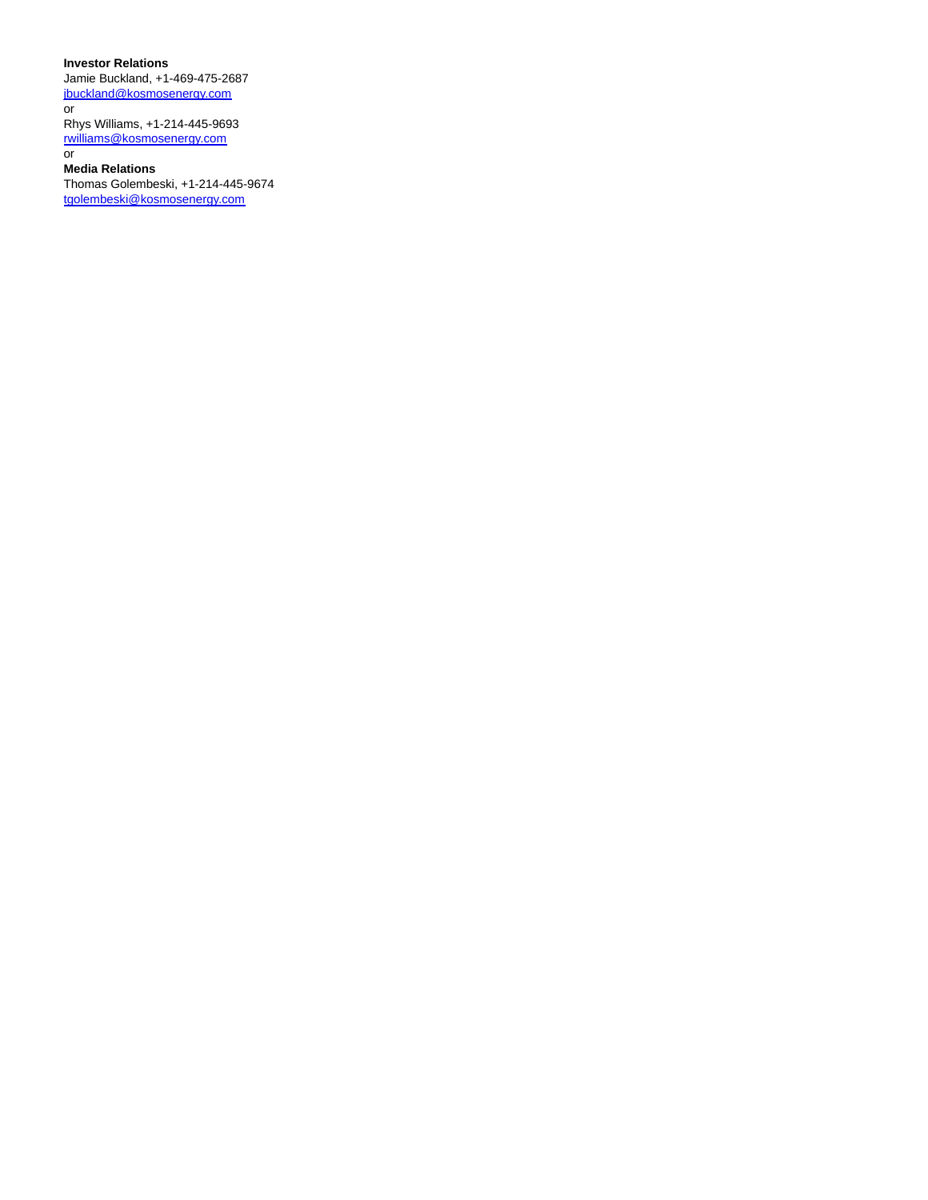**Investor Relations**
Jamie Buckland, +1-469-475-2687
jbuckland@kosmosenergy.com
or
Rhys Williams, +1-214-445-9693
rwilliams@kosmosenergy.com
or
**Media Relations**
Thomas Golembeski, +1-214-445-9674
tgolembeski@kosmosenergy.com